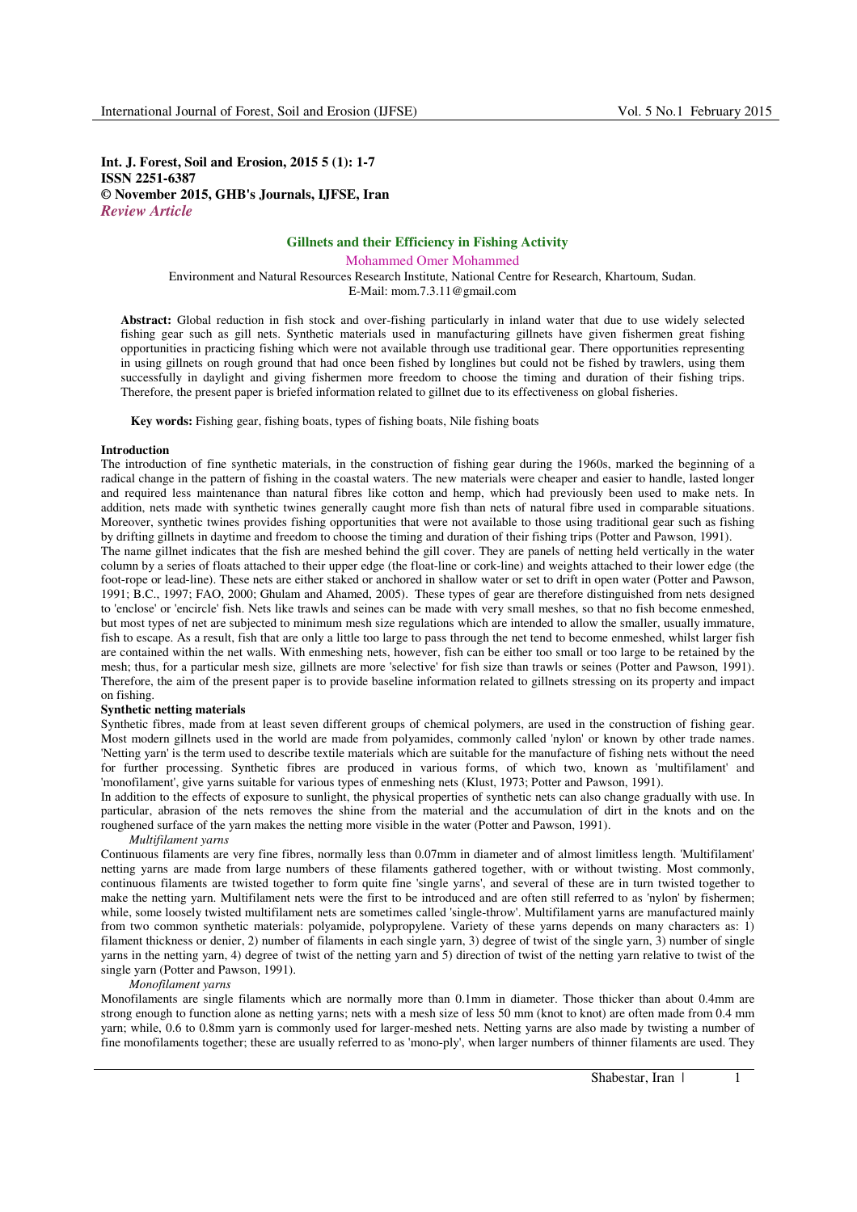**Int. J. Forest, Soil and Erosion, 2015 5 (1): 1-7**
**ISSN 2251-6387**
**© November 2015, GHB's Journals, IJFSE, Iran**
***Review Article***

# Gillnets and their Efficiency in Fishing Activity

Mohammed Omer Mohammed

Environment and Natural Resources Research Institute, National Centre for Research, Khartoum, Sudan.
E-Mail: mom.7.3.11@gmail.com

**Abstract:** Global reduction in fish stock and over-fishing particularly in inland water that due to use widely selected fishing gear such as gill nets. Synthetic materials used in manufacturing gillnets have given fishermen great fishing opportunities in practicing fishing which were not available through use traditional gear. There opportunities representing in using gillnets on rough ground that had once been fished by longlines but could not be fished by trawlers, using them successfully in daylight and giving fishermen more freedom to choose the timing and duration of their fishing trips. Therefore, the present paper is briefed information related to gillnet due to its effectiveness on global fisheries.

**Key words:** Fishing gear, fishing boats, types of fishing boats, Nile fishing boats

## Introduction

The introduction of fine synthetic materials, in the construction of fishing gear during the 1960s, marked the beginning of a radical change in the pattern of fishing in the coastal waters. The new materials were cheaper and easier to handle, lasted longer and required less maintenance than natural fibres like cotton and hemp, which had previously been used to make nets. In addition, nets made with synthetic twines generally caught more fish than nets of natural fibre used in comparable situations. Moreover, synthetic twines provides fishing opportunities that were not available to those using traditional gear such as fishing by drifting gillnets in daytime and freedom to choose the timing and duration of their fishing trips (Potter and Pawson, 1991).

The name gillnet indicates that the fish are meshed behind the gill cover. They are panels of netting held vertically in the water column by a series of floats attached to their upper edge (the float-line or cork-line) and weights attached to their lower edge (the foot-rope or lead-line). These nets are either staked or anchored in shallow water or set to drift in open water (Potter and Pawson, 1991; B.C., 1997; FAO, 2000; Ghulam and Ahamed, 2005). These types of gear are therefore distinguished from nets designed to 'enclose' or 'encircle' fish. Nets like trawls and seines can be made with very small meshes, so that no fish become enmeshed, but most types of net are subjected to minimum mesh size regulations which are intended to allow the smaller, usually immature, fish to escape. As a result, fish that are only a little too large to pass through the net tend to become enmeshed, whilst larger fish are contained within the net walls. With enmeshing nets, however, fish can be either too small or too large to be retained by the mesh; thus, for a particular mesh size, gillnets are more 'selective' for fish size than trawls or seines (Potter and Pawson, 1991). Therefore, the aim of the present paper is to provide baseline information related to gillnets stressing on its property and impact on fishing.

## Synthetic netting materials

Synthetic fibres, made from at least seven different groups of chemical polymers, are used in the construction of fishing gear. Most modern gillnets used in the world are made from polyamides, commonly called 'nylon' or known by other trade names. 'Netting yarn' is the term used to describe textile materials which are suitable for the manufacture of fishing nets without the need for further processing. Synthetic fibres are produced in various forms, of which two, known as 'multifilament' and 'monofilament', give yarns suitable for various types of enmeshing nets (Klust, 1973; Potter and Pawson, 1991).

In addition to the effects of exposure to sunlight, the physical properties of synthetic nets can also change gradually with use. In particular, abrasion of the nets removes the shine from the material and the accumulation of dirt in the knots and on the roughened surface of the yarn makes the netting more visible in the water (Potter and Pawson, 1991).

### *Multifilament yarns*

Continuous filaments are very fine fibres, normally less than 0.07mm in diameter and of almost limitless length. 'Multifilament' netting yarns are made from large numbers of these filaments gathered together, with or without twisting. Most commonly, continuous filaments are twisted together to form quite fine 'single yarns', and several of these are in turn twisted together to make the netting yarn. Multifilament nets were the first to be introduced and are often still referred to as 'nylon' by fishermen; while, some loosely twisted multifilament nets are sometimes called 'single-throw'. Multifilament yarns are manufactured mainly from two common synthetic materials: polyamide, polypropylene. Variety of these yarns depends on many characters as: 1) filament thickness or denier, 2) number of filaments in each single yarn, 3) degree of twist of the single yarn, 3) number of single yarns in the netting yarn, 4) degree of twist of the netting yarn and 5) direction of twist of the netting yarn relative to twist of the single yarn (Potter and Pawson, 1991).

### *Monofilament yarns*

Monofilaments are single filaments which are normally more than 0.1mm in diameter. Those thicker than about 0.4mm are strong enough to function alone as netting yarns; nets with a mesh size of less 50 mm (knot to knot) are often made from 0.4 mm yarn; while, 0.6 to 0.8mm yarn is commonly used for larger-meshed nets. Netting yarns are also made by twisting a number of fine monofilaments together; these are usually referred to as 'mono-ply', when larger numbers of thinner filaments are used. They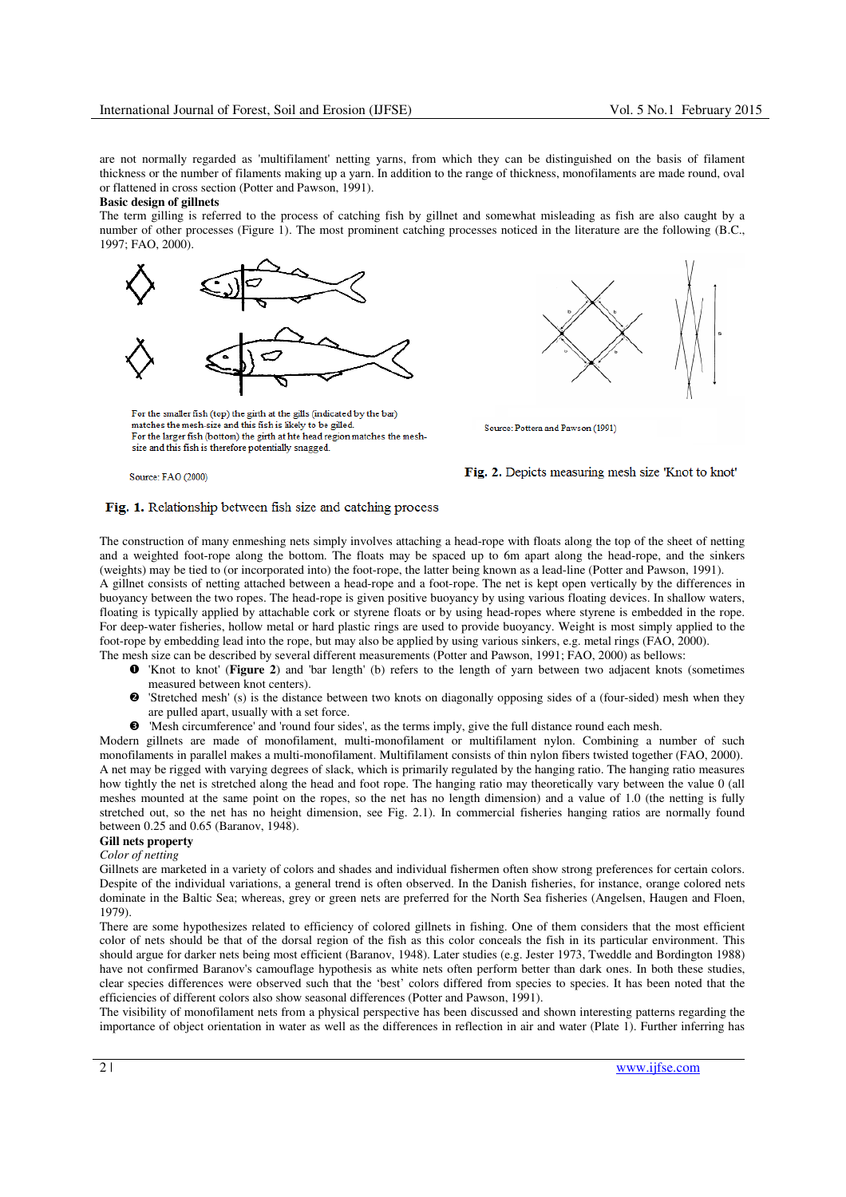are not normally regarded as 'multifilament' netting yarns, from which they can be distinguished on the basis of filament thickness or the number of filaments making up a yarn. In addition to the range of thickness, monofilaments are made round, oval or flattened in cross section (Potter and Pawson, 1991).

**Basic design of gillnets**

The term gilling is referred to the process of catching fish by gillnet and somewhat misleading as fish are also caught by a number of other processes (Figure 1). The most prominent catching processes noticed in the literature are the following (B.C., 1997; FAO, 2000).

For the smaller fish (top) the girth at the gills (indicated by the bar) matches the mesh-size and this fish is likely to be gilled.
For the larger fish (bottom) the girth at hte head region matches the mesh-size and this fish is therefore potentially snagged.

Source: FAO (2000)

**Fig. 1.** Relationship between fish size and catching process

Source: Pottera and Pawson (1991)

**Fig. 2.** Depicts measuring mesh size 'Knot to knot'

The construction of many enmeshing nets simply involves attaching a head-rope with floats along the top of the sheet of netting and a weighted foot-rope along the bottom. The floats may be spaced up to 6m apart along the head-rope, and the sinkers (weights) may be tied to (or incorporated into) the foot-rope, the latter being known as a lead-line (Potter and Pawson, 1991).

A gillnet consists of netting attached between a head-rope and a foot-rope. The net is kept open vertically by the differences in buoyancy between the two ropes. The head-rope is given positive buoyancy by using various floating devices. In shallow waters, floating is typically applied by attachable cork or styrene floats or by using head-ropes where styrene is embedded in the rope. For deep-water fisheries, hollow metal or hard plastic rings are used to provide buoyancy. Weight is most simply applied to the foot-rope by embedding lead into the rope, but may also be applied by using various sinkers, e.g. metal rings (FAO, 2000).

The mesh size can be described by several different measurements (Potter and Pawson, 1991; FAO, 2000) as bellows:

1. 'Knot to knot' (**Figure 2**) and 'bar length' (b) refers to the length of yarn between two adjacent knots (sometimes measured between knot centers).
2. 'Stretched mesh' (s) is the distance between two knots on diagonally opposing sides of a (four-sided) mesh when they are pulled apart, usually with a set force.
3. 'Mesh circumference' and 'round four sides', as the terms imply, give the full distance round each mesh.

Modern gillnets are made of monofilament, multi-monofilament or multifilament nylon. Combining a number of such monofilaments in parallel makes a multi-monofilament. Multifilament consists of thin nylon fibers twisted together (FAO, 2000).

A net may be rigged with varying degrees of slack, which is primarily regulated by the hanging ratio. The hanging ratio measures how tightly the net is stretched along the head and foot rope. The hanging ratio may theoretically vary between the value 0 (all meshes mounted at the same point on the ropes, so the net has no length dimension) and a value of 1.0 (the netting is fully stretched out, so the net has no height dimension, see Fig. 2.1). In commercial fisheries hanging ratios are normally found between 0.25 and 0.65 (Baranov, 1948).

**Gill nets property**

*Color of netting*

Gillnets are marketed in a variety of colors and shades and individual fishermen often show strong preferences for certain colors. Despite of the individual variations, a general trend is often observed. In the Danish fisheries, for instance, orange colored nets dominate in the Baltic Sea; whereas, grey or green nets are preferred for the North Sea fisheries (Angelsen, Haugen and Floen, 1979).

There are some hypothesizes related to efficiency of colored gillnets in fishing. One of them considers that the most efficient color of nets should be that of the dorsal region of the fish as this color conceals the fish in its particular environment. This should argue for darker nets being most efficient (Baranov, 1948). Later studies (e.g. Jester 1973, Tweddle and Bordington 1988) have not confirmed Baranov's camouflage hypothesis as white nets often perform better than dark ones. In both these studies, clear species differences were observed such that the 'best' colors differed from species to species. It has been noted that the efficiencies of different colors also show seasonal differences (Potter and Pawson, 1991).

The visibility of monofilament nets from a physical perspective has been discussed and shown interesting patterns regarding the importance of object orientation in water as well as the differences in reflection in air and water (Plate 1). Further inferring has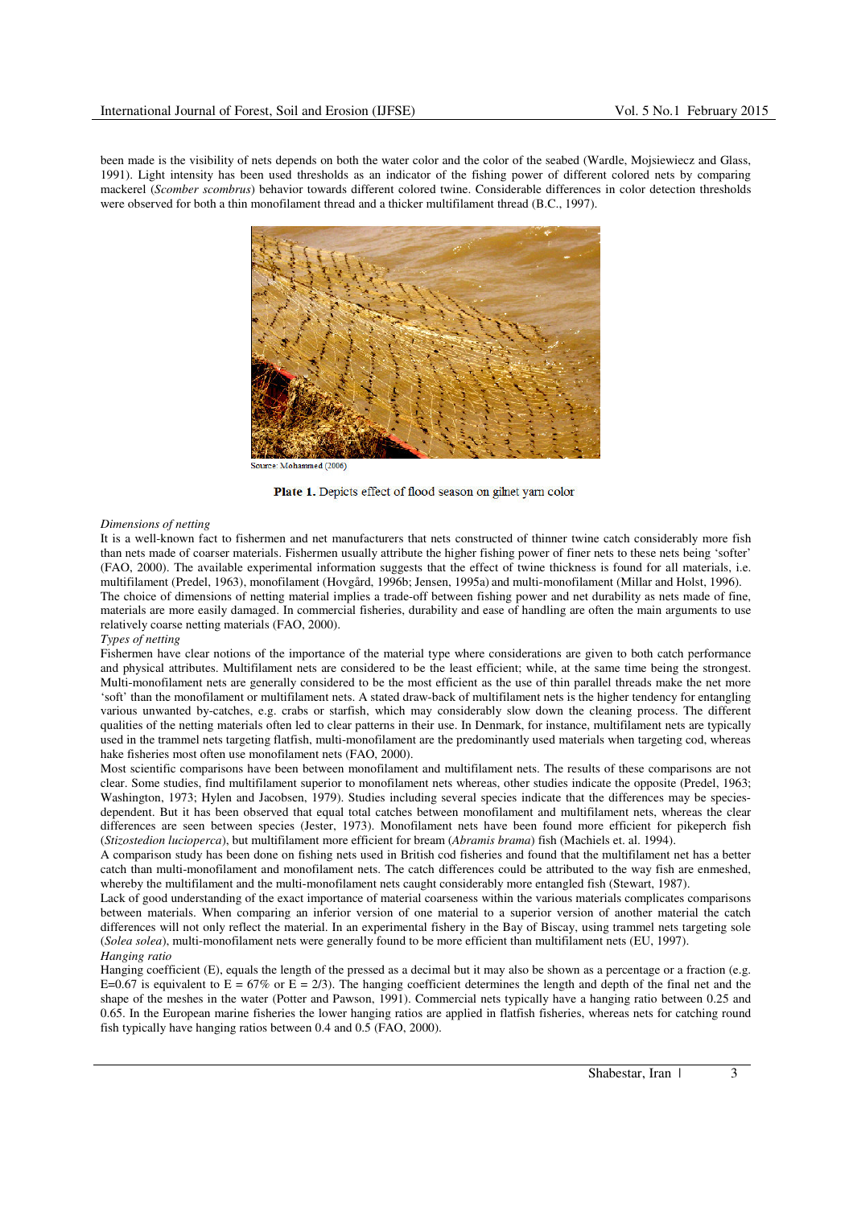been made is the visibility of nets depends on both the water color and the color of the seabed (Wardle, Mojsiewiecz and Glass, 1991). Light intensity has been used thresholds as an indicator of the fishing power of different colored nets by comparing mackerel (*Scomber scombrus*) behavior towards different colored twine. Considerable differences in color detection thresholds were observed for both a thin monofilament thread and a thicker multifilament thread (B.C., 1997).

Source: Mohammed (2006)

**Plate 1.** Depicts effect of flood season on gilnet yarn color

*Dimensions of netting*

It is a well-known fact to fishermen and net manufacturers that nets constructed of thinner twine catch considerably more fish than nets made of coarser materials. Fishermen usually attribute the higher fishing power of finer nets to these nets being 'softer' (FAO, 2000). The available experimental information suggests that the effect of twine thickness is found for all materials, i.e. multifilament (Predel, 1963), monofilament (Hovgård, 1996b; Jensen, 1995a) and multi-monofilament (Millar and Holst, 1996). The choice of dimensions of netting material implies a trade-off between fishing power and net durability as nets made of fine, materials are more easily damaged. In commercial fisheries, durability and ease of handling are often the main arguments to use relatively coarse netting materials (FAO, 2000).

*Types of netting*

Fishermen have clear notions of the importance of the material type where considerations are given to both catch performance and physical attributes. Multifilament nets are considered to be the least efficient; while, at the same time being the strongest. Multi-monofilament nets are generally considered to be the most efficient as the use of thin parallel threads make the net more 'soft' than the monofilament or multifilament nets. A stated draw-back of multifilament nets is the higher tendency for entangling various unwanted by-catches, e.g. crabs or starfish, which may considerably slow down the cleaning process. The different qualities of the netting materials often led to clear patterns in their use. In Denmark, for instance, multifilament nets are typically used in the trammel nets targeting flatfish, multi-monofilament are the predominantly used materials when targeting cod, whereas hake fisheries most often use monofilament nets (FAO, 2000).

Most scientific comparisons have been between monofilament and multifilament nets. The results of these comparisons are not clear. Some studies, find multifilament superior to monofilament nets whereas, other studies indicate the opposite (Predel, 1963; Washington, 1973; Hylen and Jacobsen, 1979). Studies including several species indicate that the differences may be species-dependent. But it has been observed that equal total catches between monofilament and multifilament nets, whereas the clear differences are seen between species (Jester, 1973). Monofilament nets have been found more efficient for pikeperch fish (*Stizostedion lucioperca*), but multifilament more efficient for bream (*Abramis brama*) fish (Machiels et. al. 1994).

A comparison study has been done on fishing nets used in British cod fisheries and found that the multifilament net has a better catch than multi-monofilament and monofilament nets. The catch differences could be attributed to the way fish are enmeshed, whereby the multifilament and the multi-monofilament nets caught considerably more entangled fish (Stewart, 1987).

Lack of good understanding of the exact importance of material coarseness within the various materials complicates comparisons between materials. When comparing an inferior version of one material to a superior version of another material the catch differences will not only reflect the material. In an experimental fishery in the Bay of Biscay, using trammel nets targeting sole (*Solea solea*), multi-monofilament nets were generally found to be more efficient than multifilament nets (EU, 1997).

*Hanging ratio*

Hanging coefficient (E), equals the length of the pressed as a decimal but it may also be shown as a percentage or a fraction (e.g. E=0.67 is equivalent to E = 67% or E = 2/3). The hanging coefficient determines the length and depth of the final net and the shape of the meshes in the water (Potter and Pawson, 1991). Commercial nets typically have a hanging ratio between 0.25 and 0.65. In the European marine fisheries the lower hanging ratios are applied in flatfish fisheries, whereas nets for catching round fish typically have hanging ratios between 0.4 and 0.5 (FAO, 2000).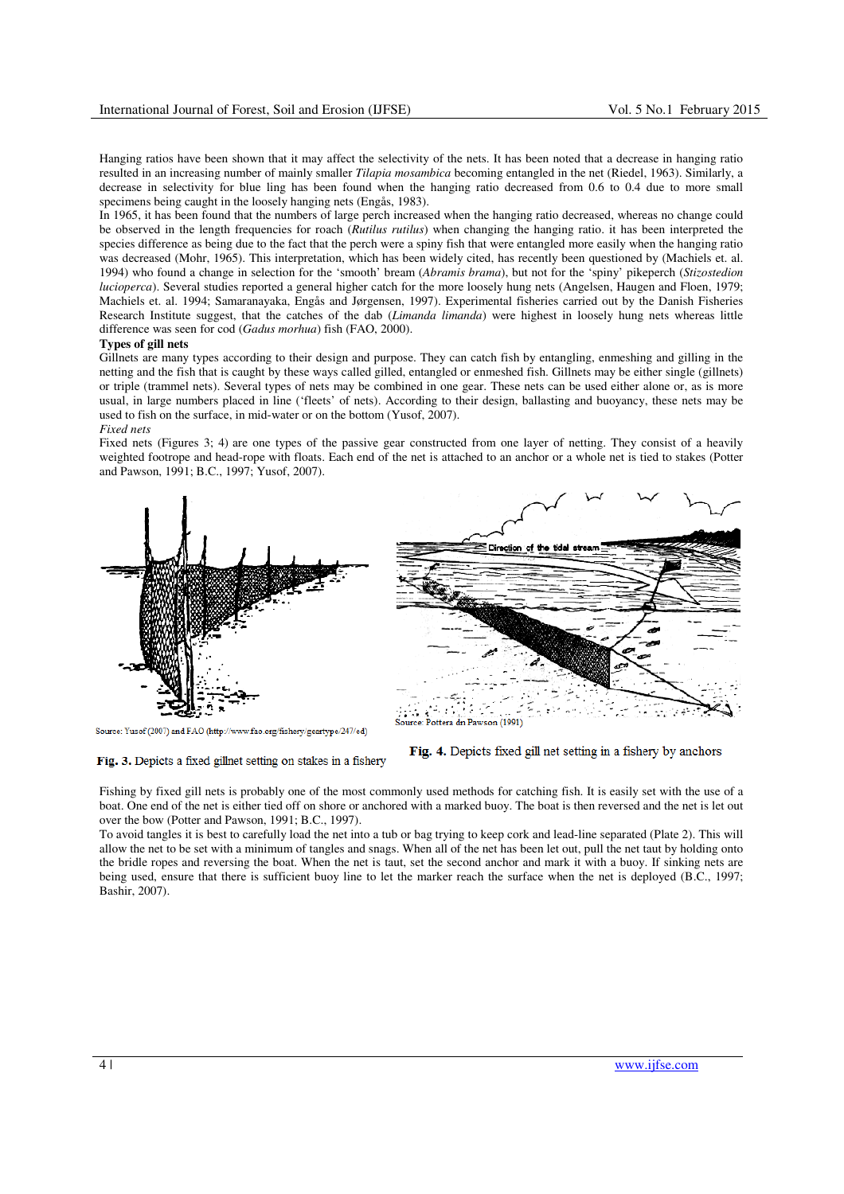Hanging ratios have been shown that it may affect the selectivity of the nets. It has been noted that a decrease in hanging ratio resulted in an increasing number of mainly smaller *Tilapia mosambica* becoming entangled in the net (Riedel, 1963). Similarly, a decrease in selectivity for blue ling has been found when the hanging ratio decreased from 0.6 to 0.4 due to more small specimens being caught in the loosely hanging nets (Engås, 1983).

In 1965, it has been found that the numbers of large perch increased when the hanging ratio decreased, whereas no change could be observed in the length frequencies for roach (*Rutilus rutilus*) when changing the hanging ratio. it has been interpreted the species difference as being due to the fact that the perch were a spiny fish that were entangled more easily when the hanging ratio was decreased (Mohr, 1965). This interpretation, which has been widely cited, has recently been questioned by (Machiels et. al. 1994) who found a change in selection for the 'smooth' bream (*Abramis brama*), but not for the 'spiny' pikeperch (*Stizostedion lucioperca*). Several studies reported a general higher catch for the more loosely hung nets (Angelsen, Haugen and Floen, 1979; Machiels et. al. 1994; Samaranayaka, Engås and Jørgensen, 1997). Experimental fisheries carried out by the Danish Fisheries Research Institute suggest, that the catches of the dab (*Limanda limanda*) were highest in loosely hung nets whereas little difference was seen for cod (*Gadus morhua*) fish (FAO, 2000).

**Types of gill nets**

Gillnets are many types according to their design and purpose. They can catch fish by entangling, enmeshing and gilling in the netting and the fish that is caught by these ways called gilled, entangled or enmeshed fish. Gillnets may be either single (gillnets) or triple (trammel nets). Several types of nets may be combined in one gear. These nets can be used either alone or, as is more usual, in large numbers placed in line ('fleets' of nets). According to their design, ballasting and buoyancy, these nets may be used to fish on the surface, in mid-water or on the bottom (Yusof, 2007).

*Fixed nets*

Fixed nets (Figures 3; 4) are one types of the passive gear constructed from one layer of netting. They consist of a heavily weighted footrope and head-rope with floats. Each end of the net is attached to an anchor or a whole net is tied to stakes (Potter and Pawson, 1991; B.C., 1997; Yusof, 2007).

Source: Yusof (2007) and FAO (http://www.fao.org/fishery/geartype/247/ed)

**Fig. 3.** Depicts a fixed gillnet setting on stakes in a fishery

Source: Pottera dn Pawson (1991)

**Fig. 4.** Depicts fixed gill net setting in a fishery by anchors

Fishing by fixed gill nets is probably one of the most commonly used methods for catching fish. It is easily set with the use of a boat. One end of the net is either tied off on shore or anchored with a marked buoy. The boat is then reversed and the net is let out over the bow (Potter and Pawson, 1991; B.C., 1997).

To avoid tangles it is best to carefully load the net into a tub or bag trying to keep cork and lead-line separated (Plate 2). This will allow the net to be set with a minimum of tangles and snags. When all of the net has been let out, pull the net taut by holding onto the bridle ropes and reversing the boat. When the net is taut, set the second anchor and mark it with a buoy. If sinking nets are being used, ensure that there is sufficient buoy line to let the marker reach the surface when the net is deployed (B.C., 1997; Bashir, 2007).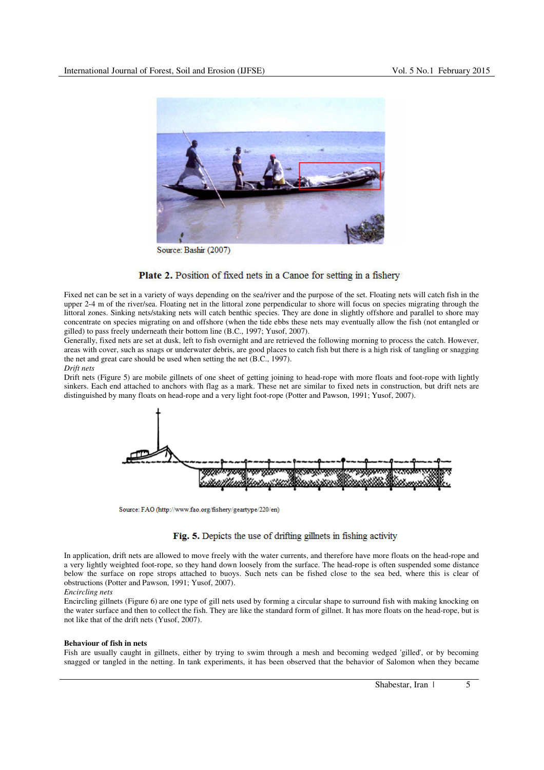Source: Bashir (2007)

**Plate 2.** Position of fixed nets in a Canoe for setting in a fishery

Fixed net can be set in a variety of ways depending on the sea/river and the purpose of the set. Floating nets will catch fish in the upper 2-4 m of the river/sea. Floating net in the littoral zone perpendicular to shore will focus on species migrating through the littoral zones. Sinking nets/staking nets will catch benthic species. They are done in slightly offshore and parallel to shore may concentrate on species migrating on and offshore (when the tide ebbs these nets may eventually allow the fish (not entangled or gilled) to pass freely underneath their bottom line (B.C., 1997; Yusof, 2007).

Generally, fixed nets are set at dusk, left to fish overnight and are retrieved the following morning to process the catch. However, areas with cover, such as snags or underwater debris, are good places to catch fish but there is a high risk of tangling or snagging the net and great care should be used when setting the net (B.C., 1997).

*Drift nets*

Drift nets (Figure 5) are mobile gillnets of one sheet of getting joining to head-rope with more floats and foot-rope with lightly sinkers. Each end attached to anchors with flag as a mark. These net are similar to fixed nets in construction, but drift nets are distinguished by many floats on head-rope and a very light foot-rope (Potter and Pawson, 1991; Yusof, 2007).

Source: FAO (http://www.fao.org/fishery/geartype/220/en)

**Fig. 5.** Depicts the use of drifting gillnets in fishing activity

In application, drift nets are allowed to move freely with the water currents, and therefore have more floats on the head-rope and a very lightly weighted foot-rope, so they hand down loosely from the surface. The head-rope is often suspended some distance below the surface on rope strops attached to buoys. Such nets can be fished close to the sea bed, where this is clear of obstructions (Potter and Pawson, 1991; Yusof, 2007).

*Encircling nets*

Encircling gillnets (Figure 6) are one type of gill nets used by forming a circular shape to surround fish with making knocking on the water surface and then to collect the fish. They are like the standard form of gillnet. It has more floats on the head-rope, but is not like that of the drift nets (Yusof, 2007).

**Behaviour of fish in nets**

Fish are usually caught in gillnets, either by trying to swim through a mesh and becoming wedged 'gilled', or by becoming snagged or tangled in the netting. In tank experiments, it has been observed that the behavior of Salomon when they became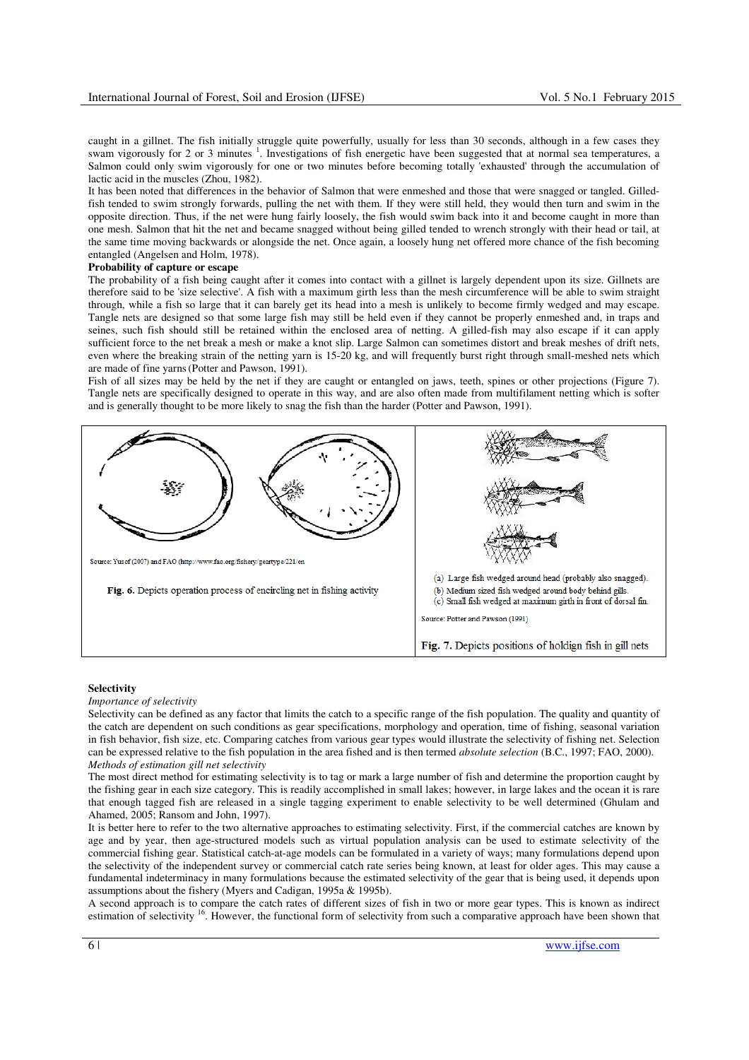caught in a gillnet. The fish initially struggle quite powerfully, usually for less than 30 seconds, although in a few cases they swam vigorously for 2 or 3 minutes [1]. Investigations of fish energetic have been suggested that at normal sea temperatures, a Salmon could only swim vigorously for one or two minutes before becoming totally 'exhausted' through the accumulation of lactic acid in the muscles (Zhou, 1982).

It has been noted that differences in the behavior of Salmon that were enmeshed and those that were snagged or tangled. Gilled-fish tended to swim strongly forwards, pulling the net with them. If they were still held, they would then turn and swim in the opposite direction. Thus, if the net were hung fairly loosely, the fish would swim back into it and become caught in more than one mesh. Salmon that hit the net and became snagged without being gilled tended to wrench strongly with their head or tail, at the same time moving backwards or alongside the net. Once again, a loosely hung net offered more chance of the fish becoming entangled (Angelsen and Holm, 1978).

**Probability of capture or escape**

The probability of a fish being caught after it comes into contact with a gillnet is largely dependent upon its size. Gillnets are therefore said to be 'size selective'. A fish with a maximum girth less than the mesh circumference will be able to swim straight through, while a fish so large that it can barely get its head into a mesh is unlikely to become firmly wedged and may escape. Tangle nets are designed so that some large fish may still be held even if they cannot be properly enmeshed and, in traps and seines, such fish should still be retained within the enclosed area of netting. A gilled-fish may also escape if it can apply sufficient force to the net break a mesh or make a knot slip. Large Salmon can sometimes distort and break meshes of drift nets, even where the breaking strain of the netting yarn is 15-20 kg, and will frequently burst right through small-meshed nets which are made of fine yarns (Potter and Pawson, 1991).

Fish of all sizes may be held by the net if they are caught or entangled on jaws, teeth, spines or other projections (Figure 7). Tangle nets are specifically designed to operate in this way, and are also often made from multifilament netting which is softer and is generally thought to be more likely to snag the fish than the harder (Potter and Pawson, 1991).

Source: Yusof (2007) and FAO (http://www.fao.org/fishery/geartype/221/en

**Fig. 6.** Depicts operation process of encircling net in fishing activity

(a) Large fish wedged around head (probably also snagged).
(b) Medium sized fish wedged around body behind gills.
(c) Small fish wedged at maximum girth in front of dorsal fin.

Source: Potter and Pawson (1991)

**Fig. 7.** Depicts positions of holdign fish in gill nets

**Selectivity**

*Importance of selectivity*

Selectivity can be defined as any factor that limits the catch to a specific range of the fish population. The quality and quantity of the catch are dependent on such conditions as gear specifications, morphology and operation, time of fishing, seasonal variation in fish behavior, fish size, etc. Comparing catches from various gear types would illustrate the selectivity of fishing net. Selection can be expressed relative to the fish population in the area fished and is then termed *absolute selection* (B.C., 1997; FAO, 2000).

*Methods of estimation gill net selectivity*

The most direct method for estimating selectivity is to tag or mark a large number of fish and determine the proportion caught by the fishing gear in each size category. This is readily accomplished in small lakes; however, in large lakes and the ocean it is rare that enough tagged fish are released in a single tagging experiment to enable selectivity to be well determined (Ghulam and Ahamed, 2005; Ransom and John, 1997).

It is better here to refer to the two alternative approaches to estimating selectivity. First, if the commercial catches are known by age and by year, then age-structured models such as virtual population analysis can be used to estimate selectivity of the commercial fishing gear. Statistical catch-at-age models can be formulated in a variety of ways; many formulations depend upon the selectivity of the independent survey or commercial catch rate series being known, at least for older ages. This may cause a fundamental indeterminacy in many formulations because the estimated selectivity of the gear that is being used, it depends upon assumptions about the fishery (Myers and Cadigan, 1995a & 1995b).

A second approach is to compare the catch rates of different sizes of fish in two or more gear types. This is known as indirect estimation of selectivity [16]. However, the functional form of selectivity from such a comparative approach have been shown that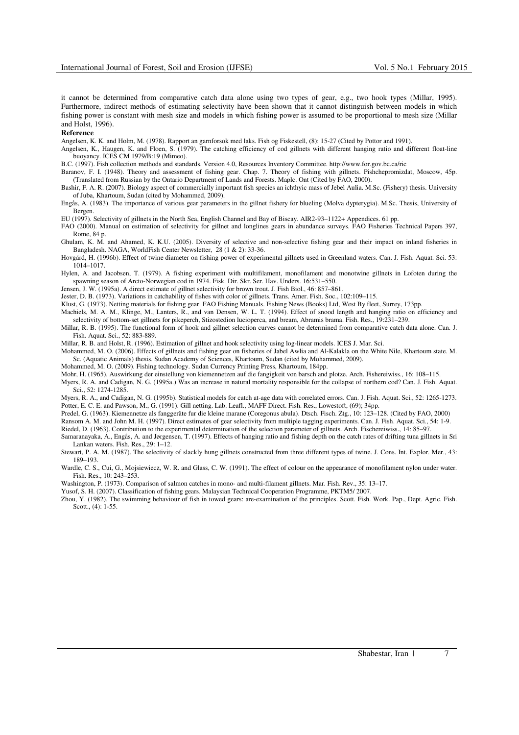it cannot be determined from comparative catch data alone using two types of gear, e.g., two hook types (Millar, 1995). Furthermore, indirect methods of estimating selectivity have been shown that it cannot distinguish between models in which fishing power is constant with mesh size and models in which fishing power is assumed to be proportional to mesh size (Millar and Holst, 1996).

**Reference**

Angelsen, K. K. and Holm, M. (1978). Rapport an garnforsok med laks. Fish og Fiskestell, (8): 15-27 (Cited by Pottor and 1991).

Angelsen, K., Haugen, K. and Floen, S. (1979). The catching efficiency of cod gillnets with different hanging ratio and different float-line buoyancy. ICES CM 1979/B:19 (Mimeo).

B.C. (1997). Fish collection methods and standards. Version 4.0, Resources Inventory Committee. http://www.for.gov.bc.ca/ric

Baranov, F. I. (1948). Theory and assessment of fishing gear. Chap. 7. Theory of fishing with gillnets. Pishchepromizdat, Moscow, 45p. (Translated from Russian by the Ontario Department of Lands and Forests. Maplc. Ont (Cited by FAO, 2000).

Bashir, F. A. R. (2007). Biology aspect of commercially important fish species an ichthyic mass of Jebel Aulia. M.Sc. (Fishery) thesis. University of Juba, Khartoum, Sudan (cited by Mohammed, 2009).

Engås, A. (1983). The importance of various gear parameters in the gillnet fishery for blueling (Molva dypterygia). M.Sc. Thesis, University of Bergen.

EU (1997). Selectivity of gillnets in the North Sea, English Channel and Bay of Biscay. AIR2-93–1122+ Appendices. 61 pp.

FAO (2000). Manual on estimation of selectivity for gillnet and longlines gears in abundance surveys. FAO Fisheries Technical Papers 397, Rome, 84 p.

Ghulam, K. M. and Ahamed, K. K.U. (2005). Diversity of selective and non-selective fishing gear and their impact on inland fisheries in Bangladesh. NAGA, WorldFish Center Newsletter, 28 (1 & 2): 33-36.

Hovgård, H. (1996b). Effect of twine diameter on fishing power of experimental gillnets used in Greenland waters. Can. J. Fish. Aquat. Sci. 53: 1014–1017.

Hylen, A. and Jacobsen, T. (1979). A fishing experiment with multifilament, monofilament and monotwine gillnets in Lofoten during the spawning season of Arcto-Norwegian cod in 1974. Fisk. Dir. Skr. Ser. Hav. Unders. 16:531–550.

Jensen, J. W. (1995a). A direct estimate of gillnet selectivity for brown trout. J. Fish Biol., 46: 857–861.

Jester, D. B. (1973). Variations in catchability of fishes with color of gillnets. Trans. Amer. Fish. Soc., 102:109–115.

Klust, G. (1973). Netting materials for fishing gear. FAO Fishing Manuals. Fishing News (Books) Ltd, West By fleet, Surrey, 173pp.

Machiels, M. A. M., Klinge, M., Lanters, R., and van Densen, W. L. T. (1994). Effect of snood length and hanging ratio on efficiency and selectivity of bottom-set gillnets for pikeperch, Stizostedion lucioperca, and bream, Abramis brama. Fish. Res., 19:231–239.

Millar, R. B. (1995). The functional form of hook and gillnet selection curves cannot be determined from comparative catch data alone. Can. J. Fish. Aquat. Sci., 52: 883-889.

Millar, R. B. and Holst, R. (1996). Estimation of gillnet and hook selectivity using log-linear models. ICES J. Mar. Sci.

Mohammed, M. O. (2006). Effects of gillnets and fishing gear on fisheries of Jabel Awlia and Al-Kalakla on the White Nile, Khartoum state. M. Sc. (Aquatic Animals) thesis. Sudan Academy of Sciences, Khartoum, Sudan (cited by Mohammed, 2009).

Mohammed, M. O. (2009). Fishing technology. Sudan Currency Printing Press, Khartoum, 184pp.

Mohr, H. (1965). Auswirkung der einstellung von kiemennetzen auf die fangigkeit von barsch and plotze. Arch. Fishereiwiss., 16: 108–115.

Myers, R. A. and Cadigan, N. G. (1995a.) Was an increase in natural mortality responsible for the collapse of northern cod? Can. J. Fish. Aquat. Sci., 52: 1274-1285.

Myers, R. A., and Cadigan, N. G. (1995b). Statistical models for catch at-age data with correlated errors. Can. J. Fish. Aquat. Sci., 52: 1265-1273.

Potter, E. C. E. and Pawson, M., G. (1991). Gill netting. Lab. Leafl., MAFF Direct. Fish. Res., Lowestoft, (69); 34pp.

Predel, G. (1963). Kiemennetze als fanggeräte fur die kleine marane (Coregonus abula). Dtsch. Fisch. Ztg., 10: 123–128. (Cited by FAO, 2000)

Ransom A. M. and John M. H. (1997). Direct estimates of gear selectivity from multiple tagging experiments. Can. J. Fish. Aquat. Sci., 54: 1-9.

Riedel, D. (1963). Contribution to the experimental determination of the selection parameter of gillnets. Arch. Fischereiwiss., 14: 85–97.

Samaranayaka, A., Engås, A. and Jørgensen, T. (1997). Effects of hanging ratio and fishing depth on the catch rates of drifting tuna gillnets in Sri Lankan waters. Fish. Res., 29: 1–12.

Stewart, P. A. M. (1987). The selectivity of slackly hung gillnets constructed from three different types of twine. J. Cons. Int. Explor. Mer., 43: 189–193.

Wardle, C. S., Cui, G., Mojsiewiecz, W. R. and Glass, C. W. (1991). The effect of colour on the appearance of monofilament nylon under water. Fish. Res., 10: 243–253.

Washington, P. (1973). Comparison of salmon catches in mono- and multi-filament gillnets. Mar. Fish. Rev., 35: 13–17.

Yusof, S. H. (2007). Classification of fishing gears. Malaysian Technical Cooperation Programme, PKTM5/ 2007.

Zhou, Y. (1982). The swimming behaviour of fish in towed gears: are-examination of the principles. Scott. Fish. Work. Pap., Dept. Agric. Fish. Scott., (4): 1-55.